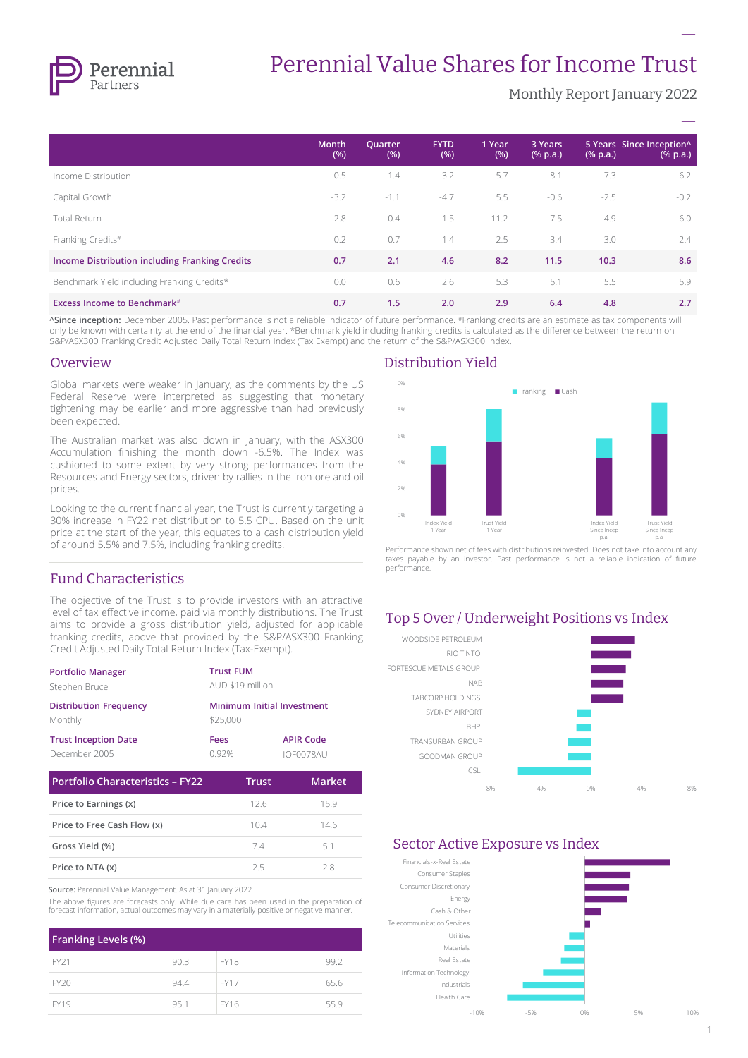# Perennial Value Shares for Income Trust

Monthly Report January 2022

| | Month (%) | Quarter (%) | FYTD (%) | 1 Year (%) | 3 Years (% p.a.) | 5 Years (% p.a.) | Since Inception^ (% p.a.) |
|---|---|---|---|---|---|---|---|
| Income Distribution | 0.5 | 1.4 | 3.2 | 5.7 | 8.1 | 7.3 | 6.2 |
| Capital Growth | -3.2 | -1.1 | -4.7 | 5.5 | -0.6 | -2.5 | -0.2 |
| Total Return | -2.8 | 0.4 | -1.5 | 11.2 | 7.5 | 4.9 | 6.0 |
| Franking Credits# | 0.2 | 0.7 | 1.4 | 2.5 | 3.4 | 3.0 | 2.4 |
| **Income Distribution including Franking Credits** | **0.7** | **2.1** | **4.6** | **8.2** | **11.5** | **10.3** | **8.6** |
| Benchmark Yield including Franking Credits* | 0.0 | 0.6 | 2.6 | 5.3 | 5.1 | 5.5 | 5.9 |
| **Excess Income to Benchmark#** | **0.7** | **1.5** | **2.0** | **2.9** | **6.4** | **4.8** | **2.7** |

^**Since inception:** December 2005. Past performance is not a reliable indicator of future performance. #Franking credits are an estimate as tax components will only be known with certainty at the end of the financial year. *Benchmark yield including franking credits is calculated as the difference between the return on S&P/ASX300 Franking Credit Adjusted Daily Total Return Index (Tax Exempt) and the return of the S&P/ASX300 Index.

## Overview

Global markets were weaker in January, as the comments by the US Federal Reserve were interpreted as suggesting that monetary tightening may be earlier and more aggressive than had previously been expected.

The Australian market was also down in January, with the ASX300 Accumulation finishing the month down -6.5%. The Index was cushioned to some extent by very strong performances from the Resources and Energy sectors, driven by rallies in the iron ore and oil prices.

Looking to the current financial year, the Trust is currently targeting a 30% increase in FY22 net distribution to 5.5 CPU. Based on the unit price at the start of the year, this equates to a cash distribution yield of around 5.5% and 7.5%, including franking credits.

## Fund Characteristics

The objective of the Trust is to provide investors with an attractive level of tax effective income, paid via monthly distributions. The Trust aims to provide a gross distribution yield, adjusted for applicable franking credits, above that provided by the S&P/ASX300 Franking Credit Adjusted Daily Total Return Index (Tax-Exempt).

**Portfolio Manager**
Stephen Bruce

**Trust FUM**
AUD $19 million

**Distribution Frequency**
Monthly

**Minimum Initial Investment**
$25,000

**Trust Inception Date**
December 2005

**Fees**
0.92%

**APIR Code**
IOF0078AU

| Portfolio Characteristics – FY22 | Trust | Market |
|---|---|---|
| Price to Earnings (x) | 12.6 | 15.9 |
| Price to Free Cash Flow (x) | 10.4 | 14.6 |
| Gross Yield (%) | 7.4 | 5.1 |
| Price to NTA (x) | 2.5 | 2.8 |

**Source:** Perennial Value Management. As at 31 January 2022

The above figures are forecasts only. While due care has been used in the preparation of forecast information, actual outcomes may vary in a materially positive or negative manner.

| Franking Levels (%) | | | |
|---|---|---|---|
| FY21 | 90.3 | FY18 | 99.2 |
| FY20 | 94.4 | FY17 | 65.6 |
| FY19 | 95.1 | FY16 | 55.9 |

## Distribution Yield

Performance shown net of fees with distributions reinvested. Does not take into account any taxes payable by an investor. Past performance is not a reliable indication of future performance.

## Top 5 Over / Underweight Positions vs Index

## Sector Active Exposure vs Index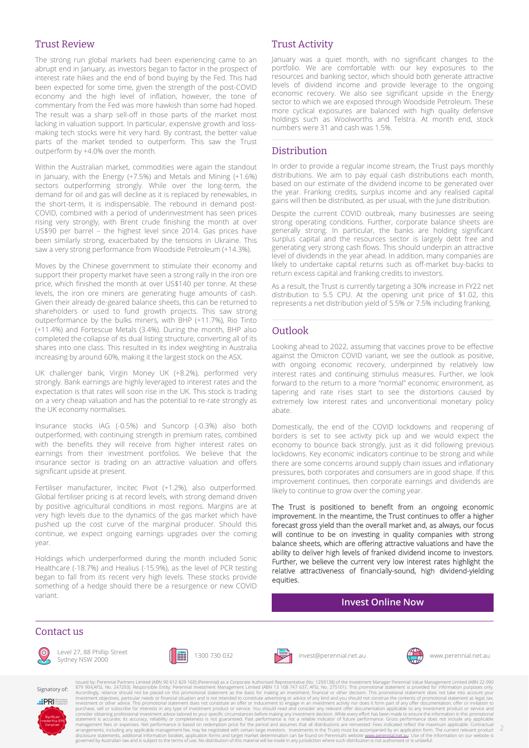## Trust Review

The strong run global markets had been experiencing came to an abrupt end in January, as investors began to factor in the prospect of interest rate hikes and the end of bond buying by the Fed. This had been expected for some time, given the strength of the post-COVID economy and the high level of inflation, however, the tone of commentary from the Fed was more hawkish than some had hoped. The result was a sharp sell-off in those parts of the market most lacking in valuation support. In particular, expensive growth and loss-making tech stocks were hit very hard. By contrast, the better value parts of the market tended to outperform. This saw the Trust outperform by +4.0% over the month.

Within the Australian market, commodities were again the standout in January, with the Energy (+7.5%) and Metals and Mining (+1.6%) sectors outperforming strongly. While over the long-term, the demand for oil and gas will decline as it is replaced by renewables, in the short-term, it is indispensable. The rebound in demand post-COVID, combined with a period of underinvestment has seen prices rising very strongly, with Brent crude finishing the month at over US$90 per barrel – the highest level since 2014. Gas prices have been similarly strong, exacerbated by the tensions in Ukraine. This saw a very strong performance from Woodside Petroleum (+14.3%).

Moves by the Chinese government to stimulate their economy and support their property market have seen a strong rally in the iron ore price, which finished the month at over US$140 per tonne. At these levels, the iron ore miners are generating huge amounts of cash. Given their already de-geared balance sheets, this can be returned to shareholders or used to fund growth projects. This saw strong outperformance by the bulks miners, with BHP (+11.7%), Rio Tinto (+11.4%) and Fortescue Metals (3.4%). During the month, BHP also completed the collapse of its dual listing structure, converting all of its shares into one class. This resulted in its index weighting in Australia increasing by around 60%, making it the largest stock on the ASX.

UK challenger bank, Virgin Money UK (+8.2%), performed very strongly. Bank earnings are highly leveraged to interest rates and the expectation is that rates will soon rise in the UK. This stock is trading on a very cheap valuation and has the potential to re-rate strongly as the UK economy normalises.

Insurance stocks IAG (-0.5%) and Suncorp (-0.3%) also both outperformed, with continuing strength in premium rates, combined with the benefits they will receive from higher interest rates on earnings from their investment portfolios. We believe that the insurance sector is trading on an attractive valuation and offers significant upside at present.

Fertiliser manufacturer, Incitec Pivot (+1.2%), also outperformed. Global fertiliser pricing is at record levels, with strong demand driven by positive agricultural conditions in most regions. Margins are at very high levels due to the dynamics of the gas market which have pushed up the cost curve of the marginal producer. Should this continue, we expect ongoing earnings upgrades over the coming year.

Holdings which underperformed during the month included Sonic Healthcare (-18.7%) and Healius (-15.9%), as the level of PCR testing began to fall from its recent very high levels. These stocks provide something of a hedge should there be a resurgence or new COVID variant.

## Trust Activity

January was a quiet month, with no significant changes to the portfolio. We are comfortable with our key exposures to the resources and banking sector, which should both generate attractive levels of dividend income and provide leverage to the ongoing economic recovery. We also see significant upside in the Energy sector to which we are exposed through Woodside Petroleum. These more cyclical exposures are balanced with high quality defensive holdings such as Woolworths and Telstra. At month end, stock numbers were 31 and cash was 1.5%.

## Distribution

In order to provide a regular income stream, the Trust pays monthly distributions. We aim to pay equal cash distributions each month, based on our estimate of the dividend income to be generated over the year. Franking credits, surplus income and any realised capital gains will then be distributed, as per usual, with the June distribution.

Despite the current COVID outbreak, many businesses are seeing strong operating conditions. Further, corporate balance sheets are generally strong. In particular, the banks are holding significant surplus capital and the resources sector is largely debt free and generating very strong cash flows. This should underpin an attractive level of dividends in the year ahead. In addition, many companies are likely to undertake capital returns such as off-market buy-backs to return excess capital and franking credits to investors.

As a result, the Trust is currently targeting a 30% increase in FY22 net distribution to 5.5 CPU. At the opening unit price of $1.02, this represents a net distribution yield of 5.5% or 7.5% including franking.

## Outlook

Looking ahead to 2022, assuming that vaccines prove to be effective against the Omicron COVID variant, we see the outlook as positive, with ongoing economic recovery, underpinned by relatively low interest rates and continuing stimulus measures. Further, we look forward to the return to a more "normal" economic environment, as tapering and rate rises start to see the distortions caused by extremely low interest rates and unconventional monetary policy abate.

Domestically, the end of the COVID lockdowns and reopening of borders is set to see activity pick up and we would expect the economy to bounce back strongly, just as it did following previous lockdowns. Key economic indicators continue to be strong and while there are some concerns around supply chain issues and inflationary pressures, both corporates and consumers are in good shape. If this improvement continues, then corporate earnings and dividends are likely to continue to grow over the coming year.

The Trust is positioned to benefit from an ongoing economic improvement. In the meantime, the Trust continues to offer a higher forecast gross yield than the overall market and, as always, our focus will continue to be on investing in quality companies with strong balance sheets, which are offering attractive valuations and have the ability to deliver high levels of franked dividend income to investors. Further, we believe the current very low interest rates highlight the relative attractiveness of financially-sound, high dividend-yielding equities.

**Invest Online Now**

## Contact us

Level 27, 88 Phillip Street
Sydney NSW 2000

1300 730 032

invest@perennial.net.au

www.perennial.net.au

Signatory of: PRI Principles for Responsible Investment

Significant Investor Visa (SIV) Compliant

Issued by: Perennial Partners Limited (ABN 90 612 829 160) (Perennial) as a Corporate Authorised Representative (No. 1293138) of the Investment Manager Perennial Value Management Limited (ABN 22 090 879 904,AFSL No. 247293). Responsible Entity: Perennial Investment Management Limited (ABN 13 108 747 637, AFSL No. 275101). This promotional statement is provided for information purposes only. Accordingly, reliance should not be placed on this promotional statement as the basis for making an investment, financial or other decision. This promotional statement does not take into account your investment objectives, particular needs or financial situation and is not intended to constitute advertising or advice of any kind and you should not construe the contents of promotional statement as legal, tax, investment or other advice. This promotional statement does not constitute an offer or inducement to engage in an investment activity nor does it form part of any offer documentation, offer or invitation to purchase, sell or subscribe for interests in any type of investment product or service. You should read and consider any relevant offer documentation applicable to any investment product or service and consider obtaining professional investment advice tailored to your specific circumstances before making any investment decision. While every effort has been made to ensure the information in this promotional statement is accurate; its accuracy, reliability or completeness is not guaranteed. Past performance is not a reliable indicator of future performance. Gross performance does not include any applicable management fees or expenses. Net performance is based on redemption price for the period and assumes that all distributions are reinvested. Fees indicated reflect the maximum applicable. Contractual arrangements, including any applicable management fee, may be negotiated with certain large investors. Investments in the Trusts must be accompanied by an application form. The current relevant product disclosure statements, additional information booklet, application forms and target market determination can be found on Perennial's website www.perennial.net.au. Use of the information on our website is governed by Australian law and is subject to the terms of use. No distribution of this material will be made in any jurisdiction where such distribution is not authorised or is unlawful.